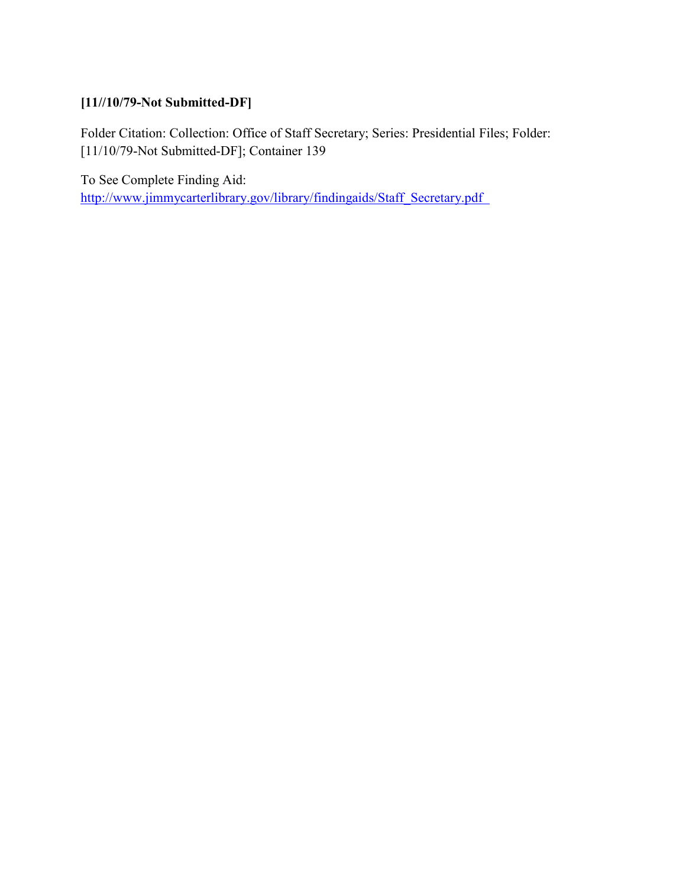**[11//10/79-Not Submitted-DF]**

Folder Citation: Collection: Office of Staff Secretary; Series: Presidential Files; Folder: [11/10/79-Not Submitted-DF]; Container 139

To See Complete Finding Aid:
http://www.jimmycarterlibrary.gov/library/findingaids/Staff_Secretary.pdf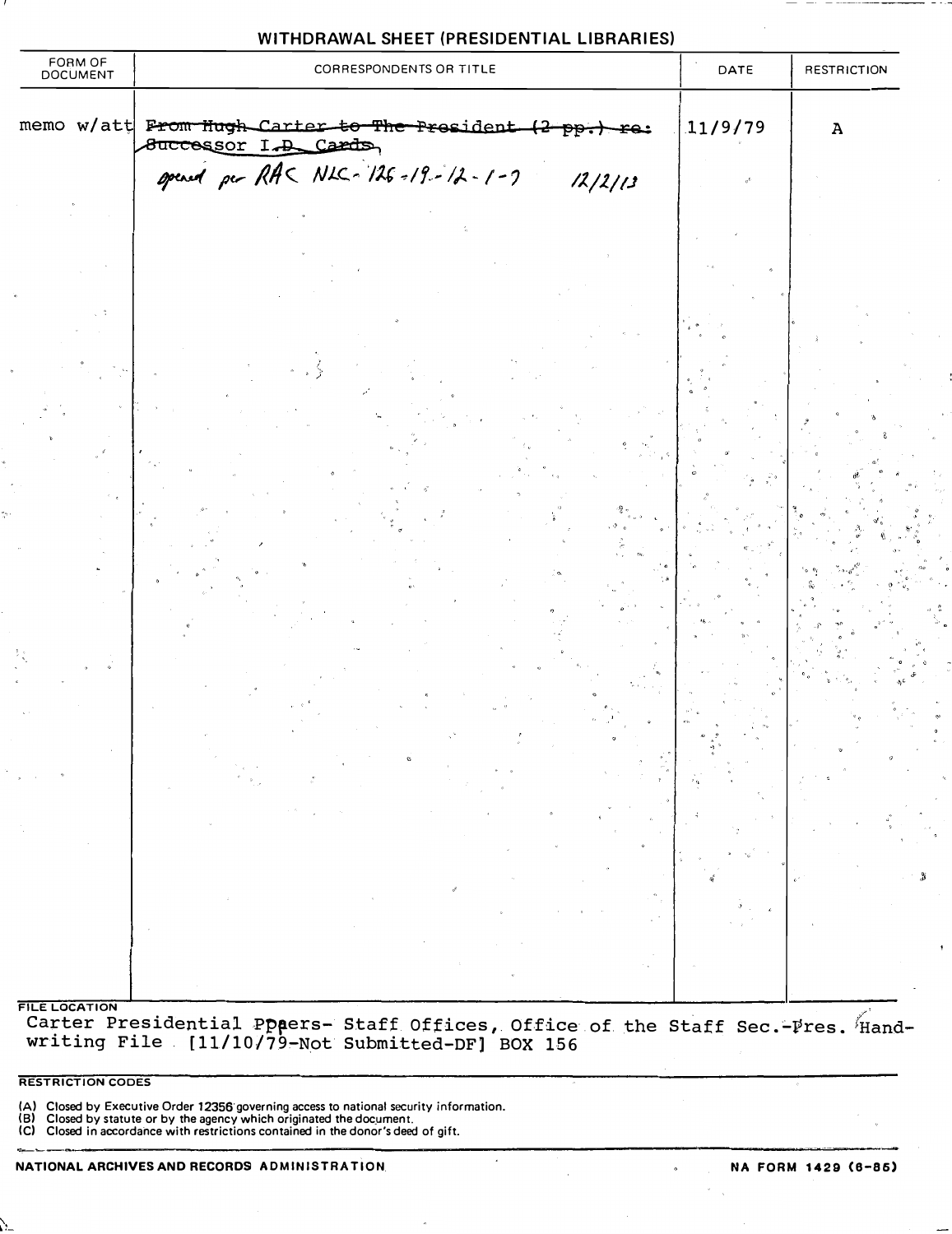# WITHDRAWAL SHEET (PRESIDENTIAL LIBRARIES)

| FORM OF DOCUMENT | CORRESPONDENTS OR TITLE | DATE | RESTRICTION |
|---|---|---|---|
| memo w/att | ~~From Hugh Carter to The President (2 pp.) re: Successor I.D. Cards~~<br>opened per RAC NLC-126-19-12-1-7 12/2/13 | 11/9/79 | A |

**FILE LOCATION**

Carter Presidential Ppaers- Staff Offices, Office of the Staff Sec.-Pres. Hand-writing File [11/10/79-Not Submitted-DF] BOX 156

**RESTRICTION CODES**

(A) Closed by Executive Order 12356 governing access to national security information.
(B) Closed by statute or by the agency which originated the document.
(C) Closed in accordance with restrictions contained in the donor's deed of gift.

NATIONAL ARCHIVES AND RECORDS ADMINISTRATION — NA FORM 1429 (6-85)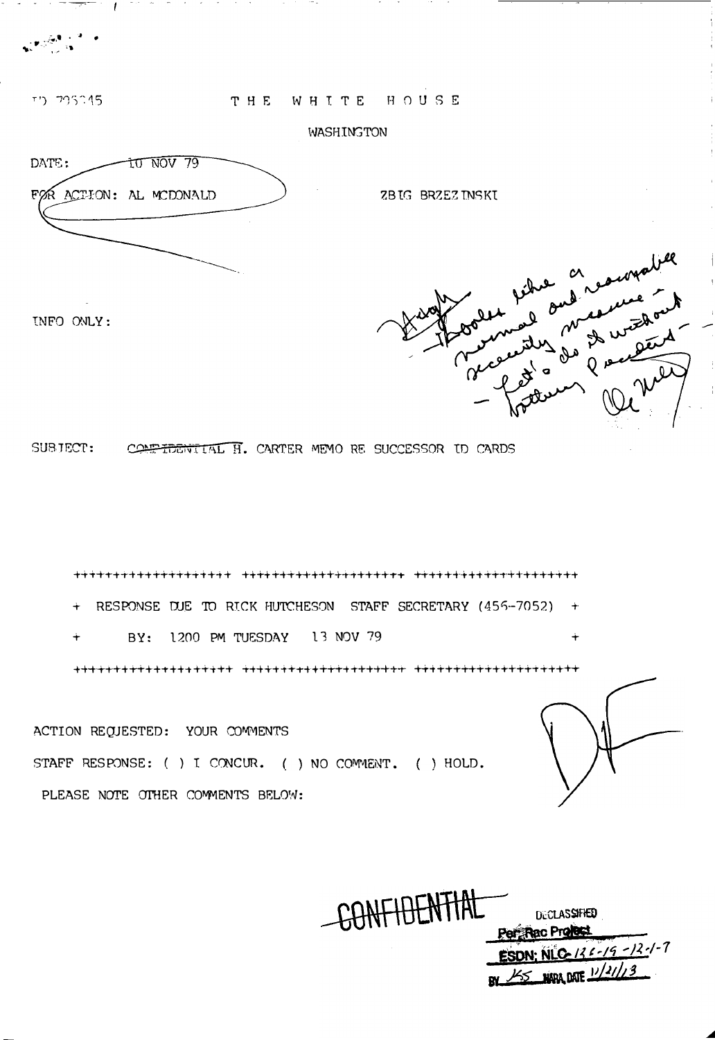ID 795345

THE WHITE HOUSE

WASHINGTON

DATE: 10 NOV 79

FOR ACTION: AL MCDONALD

ZBIG BRZEZINSKI

Ask - looks like a normal and reasonable measure - security - let's do it without bothering President

INFO ONLY:

SUBJECT: ~~CONFIDENTIAL~~ H. CARTER MEMO RE SUCCESSOR ID CARDS

++++++++++++++++++++ ++++++++++++++++++++ ++++++++++++++++++++

+ RESPONSE DUE TO RICK HUTCHESON STAFF SECRETARY (456-7052) +

+ BY: 1200 PM TUESDAY 13 NOV 79 +

++++++++++++++++++++ ++++++++++++++++++++ ++++++++++++++++++++

ACTION REQUESTED: YOUR COMMENTS

STAFF RESPONSE: ( ) I CONCUR. ( ) NO COMMENT. ( ) HOLD.

PLEASE NOTE OTHER COMMENTS BELOW:

~~CONFIDENTIAL~~

DECLASSIFIED
Per; Rac Project
ESDN; NLC-126-19-12-1-7
BY KS NARA, DATE 11/21/13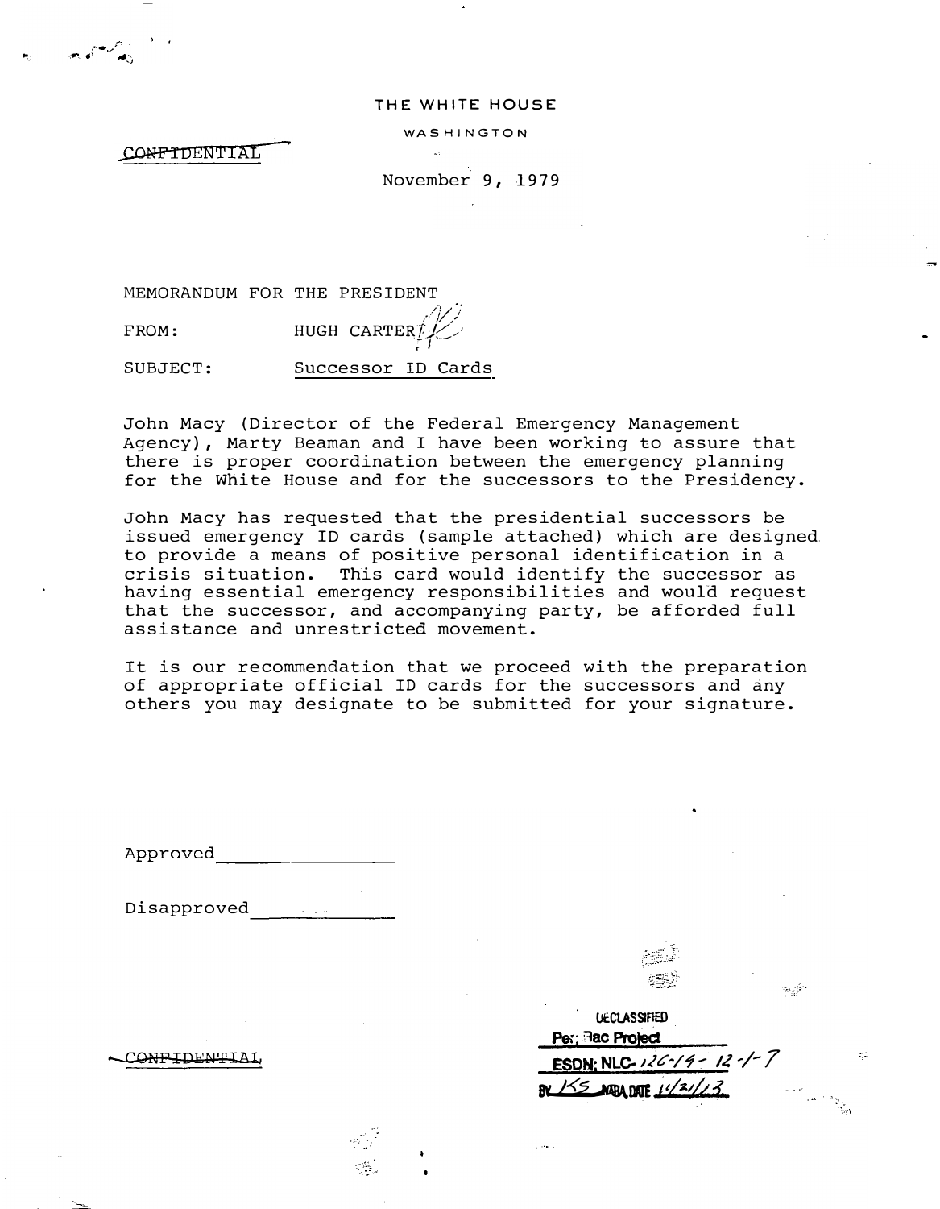THE WHITE HOUSE

WASHINGTON

~~CONFIDENTIAL~~

November 9, 1979

MEMORANDUM FOR THE PRESIDENT

FROM: HUGH CARTER

SUBJECT: Successor ID Cards

John Macy (Director of the Federal Emergency Management Agency), Marty Beaman and I have been working to assure that there is proper coordination between the emergency planning for the White House and for the successors to the Presidency.

John Macy has requested that the presidential successors be issued emergency ID cards (sample attached) which are designed to provide a means of positive personal identification in a crisis situation. This card would identify the successor as having essential emergency responsibilities and would request that the successor, and accompanying party, be afforded full assistance and unrestricted movement.

It is our recommendation that we proceed with the preparation of appropriate official ID cards for the successors and any others you may designate to be submitted for your signature.

Approved ______________

Disapproved ______________

~~CONFIDENTIAL~~

DECLASSIFIED
Per; Rac Project
ESDN; NLC-126-19-12-1-7
BY KS NARA DATE 11/21/13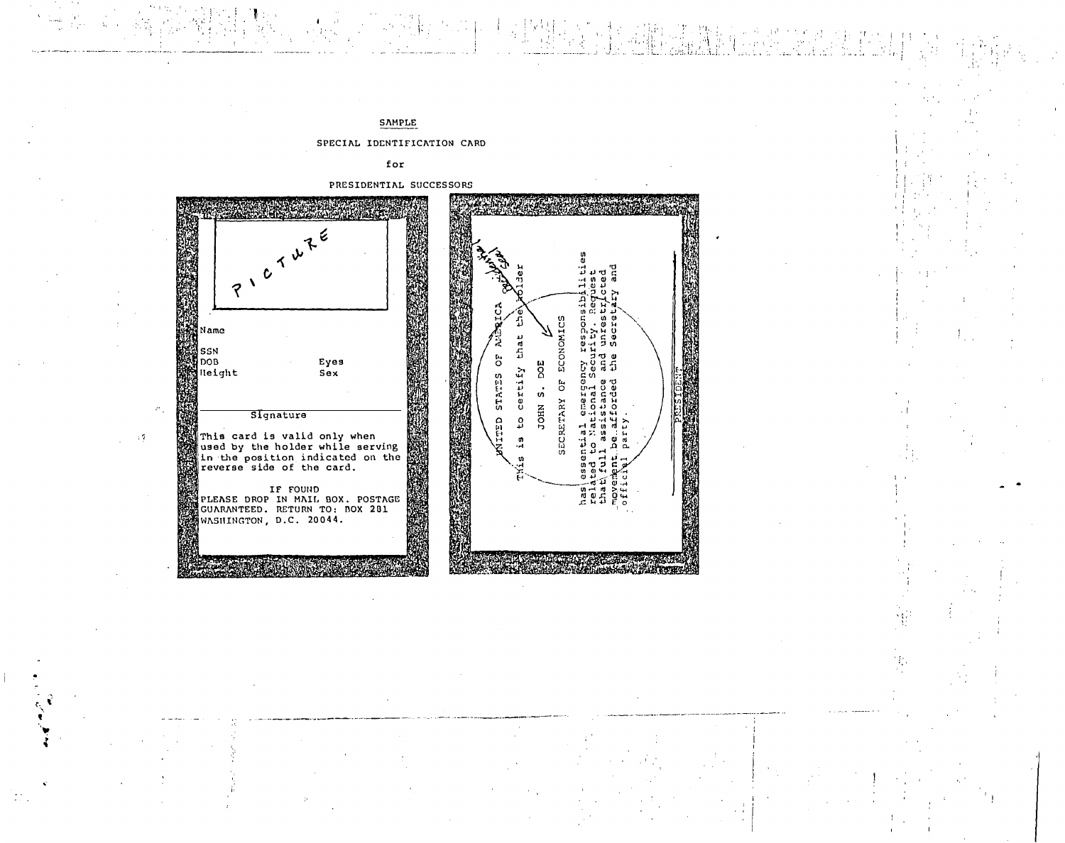SAMPLE

SPECIAL IDENTIFICATION CARD

for

PRESIDENTIAL SUCCESSORS

PICTURE

Name

SSN
DOB Eyes
Height Sex

Signature

This card is valid only when used by the holder while serving in the position indicated on the reverse side of the card.

IF FOUND
PLEASE DROP IN MAIL BOX. POSTAGE GUARANTEED. RETURN TO: BOX 281
WASHINGTON, D.C. 20044.

UNITED STATES OF AMERICA

This is to certify that the holder

JOHN S. DOE

SECRETARY OF ECONOMICS

has essential emergency responsibilities related to National Security. Request that full assistance and unrestricted movement be afforded the Secretary and official party.

PRESIDENT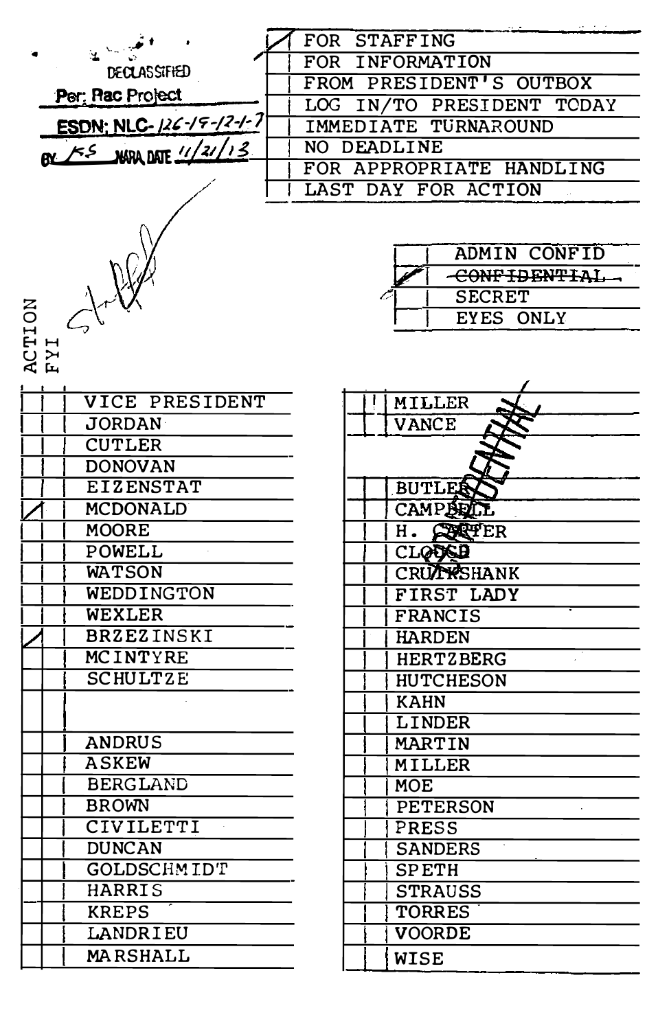DECLASSIFIED
Per; Rac Project
ESDN; NLC-126-19-12-1-7
BY KS NARA DATE 11/21/13

| | |
|---|---|
| ✓ | FOR STAFFING |
| | FOR INFORMATION |
| | FROM PRESIDENT'S OUTBOX |
| | LOG IN/TO PRESIDENT TODAY |
| | IMMEDIATE TURNAROUND |
| | NO DEADLINE |
| | FOR APPROPRIATE HANDLING |
| | LAST DAY FOR ACTION |

Staffed

| | |
|---|---|
| | ADMIN CONFID |
| ✓ | ~~CONFIDENTIAL~~ |
| | SECRET |
| | EYES ONLY |

| ACTION | FYI | |
|---|---|---|
| | | VICE PRESIDENT |
| | | JORDAN |
| | | CUTLER |
| | | DONOVAN |
| | | EIZENSTAT |
| ✓ | | MCDONALD |
| | | MOORE |
| | | POWELL |
| | | WATSON |
| | | WEDDINGTON |
| | | WEXLER |
| ✓ | | BRZEZINSKI |
| | | MCINTYRE |
| | | SCHULTZE |
| | | |
| | | ANDRUS |
| | | ASKEW |
| | | BERGLAND |
| | | BROWN |
| | | CIVILETTI |
| | | DUNCAN |
| | | GOLDSCHMIDT |
| | | HARRIS |
| | | KREPS |
| | | LANDRIEU |
| | | MARSHALL |

| ACTION | FYI | |
|---|---|---|
| | | MILLER |
| | | VANCE |
| | | |
| | | BUTLER |
| | | CAMPBELL |
| | | H. CARTER |
| | | CLOUGH |
| | | CRUIKSHANK |
| | | FIRST LADY |
| | | FRANCIS |
| | | HARDEN |
| | | HERTZBERG |
| | | HUTCHESON |
| | | KAHN |
| | | LINDER |
| | | MARTIN |
| | | MILLER |
| | | MOE |
| | | PETERSON |
| | | PRESS |
| | | SANDERS |
| | | SPETH |
| | | STRAUSS |
| | | TORRES |
| | | VOORDE |
| | | WISE |

CONFIDENTIAL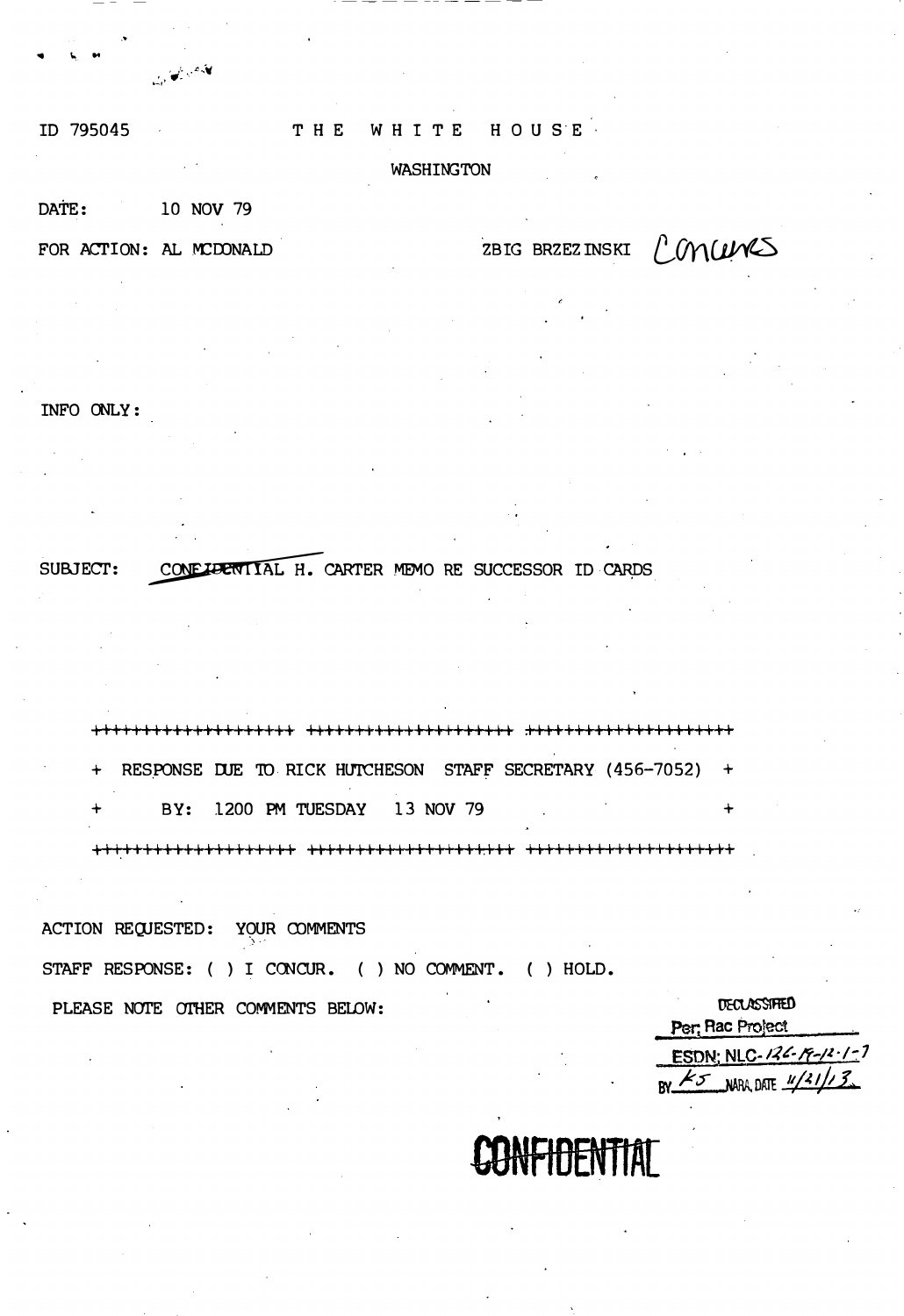ID 795045

# THE WHITE HOUSE

WASHINGTON

DATE: 10 NOV 79

FOR ACTION: AL MCDONALD    ZBIG BRZEZINSKI *Concurs*

INFO ONLY:

SUBJECT: ~~CONFIDENTIAL~~ H. CARTER MEMO RE SUCCESSOR ID CARDS

++++++++++++++++++++++++++++++++++++++++++++++++++++++++++++

\+ RESPONSE DUE TO RICK HUTCHESON STAFF SECRETARY (456-7052) +

\+ BY: 1200 PM TUESDAY 13 NOV 79 +

++++++++++++++++++++++++++++++++++++++++++++++++++++++++++++

ACTION REQUESTED: YOUR COMMENTS

STAFF RESPONSE: ( ) I CONCUR. ( ) NO COMMENT. ( ) HOLD.

PLEASE NOTE OTHER COMMENTS BELOW:

DECLASSIFIED
Per; Rac Project
ESDN; NLC-126-19-12-1-7
BY KS NARA, DATE 11/21/13

~~CONFIDENTIAL~~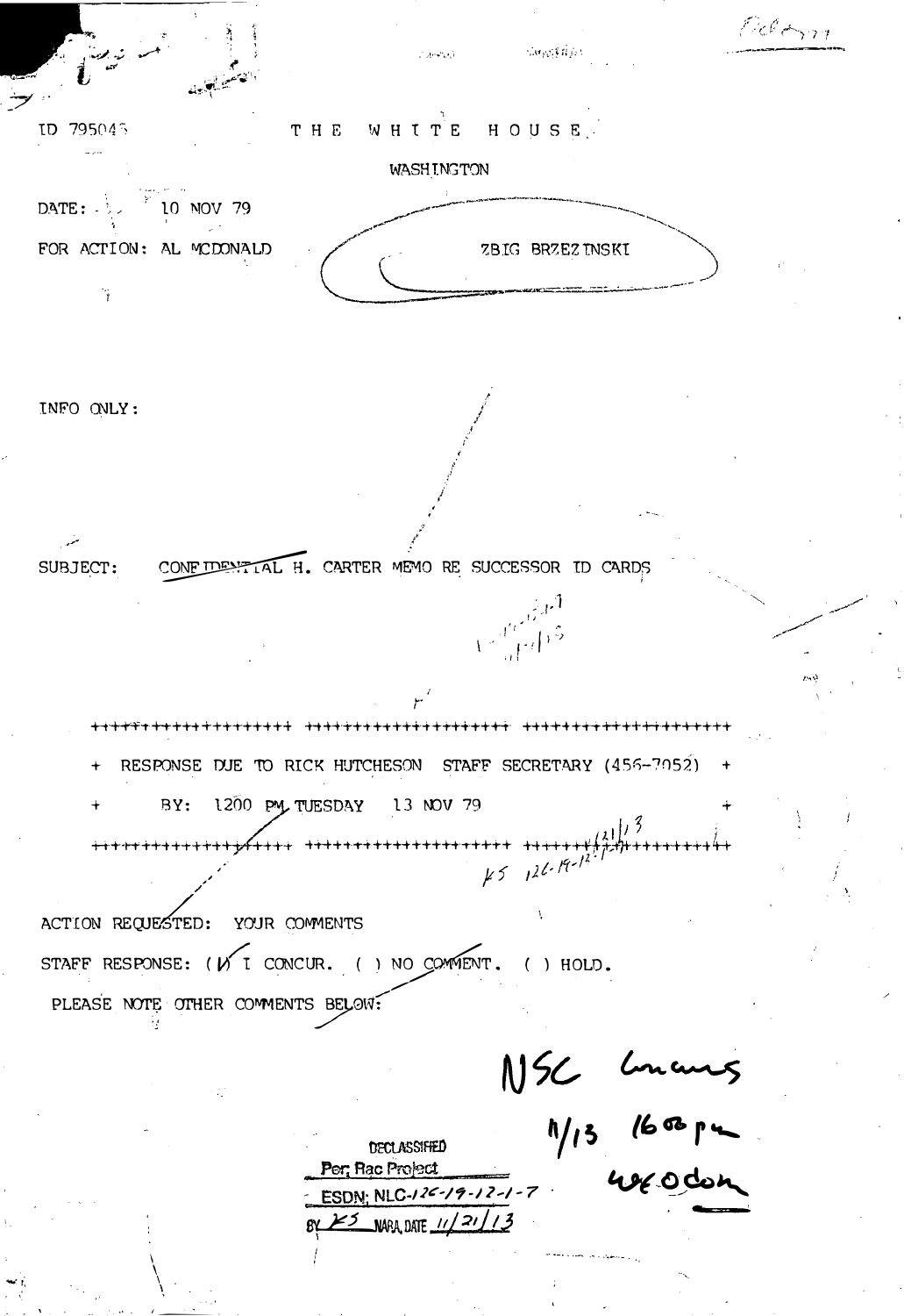ID 795045

THE WHITE HOUSE

WASHINGTON

DATE: 10 NOV 79

FOR ACTION: AL MCDONALD     ZBIG BRZEZINSKI

INFO ONLY:

SUBJECT: CONFIDENTIAL H. CARTER MEMO RE SUCCESSOR ID CARDS

+++++++++++++++++++++++++++++++++++++++++++++++++++++++++++++

+ RESPONSE DUE TO RICK HUTCHESON STAFF SECRETARY (456-7052) +

+ BY: 1200 PM TUESDAY 13 NOV 79 +

+++++++++++++++++++++++++++++++++++++++++++++++++++++++++++++

ACTION REQUESTED: YOUR COMMENTS

STAFF RESPONSE: (✓) I CONCUR. ( ) NO COMMENT. ( ) HOLD.

PLEASE NOTE OTHER COMMENTS BELOW:

NSC concurs

11/13 1600 pm

odom

DECLASSIFIED
Per; Rac Project
ESDN; NLC-126-19-12-1-7
BY KS NARA, DATE 11/21/13